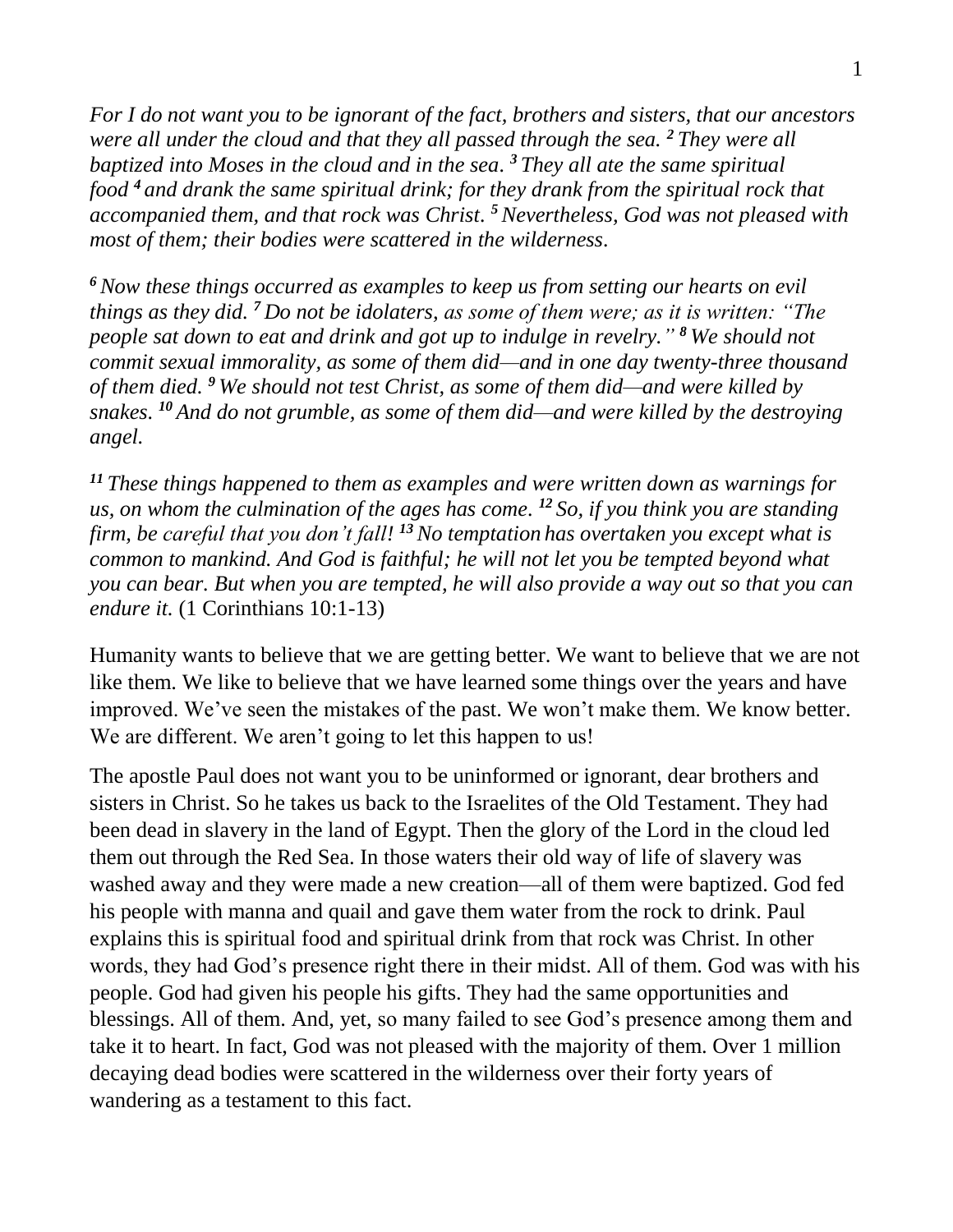*For I do not want you to be ignorant of the fact, brothers and sisters, that our ancestors were all under the cloud and that they all passed through the sea. [2] They were all baptized into Moses in the cloud and in the sea. [3] They all ate the same spiritual food [4] and drank the same spiritual drink; for they drank from the spiritual rock that accompanied them, and that rock was Christ. [5] Nevertheless, God was not pleased with most of them; their bodies were scattered in the wilderness.*

*[6] Now these things occurred as examples to keep us from setting our hearts on evil things as they did. [7] Do not be idolaters, as some of them were; as it is written: "The people sat down to eat and drink and got up to indulge in revelry." [8] We should not commit sexual immorality, as some of them did—and in one day twenty-three thousand of them died. [9] We should not test Christ, as some of them did—and were killed by snakes. [10] And do not grumble, as some of them did—and were killed by the destroying angel.*

*[11] These things happened to them as examples and were written down as warnings for us, on whom the culmination of the ages has come. [12] So, if you think you are standing firm, be careful that you don't fall! [13] No temptation has overtaken you except what is common to mankind. And God is faithful; he will not let you be tempted beyond what you can bear. But when you are tempted, he will also provide a way out so that you can endure it.* (1 Corinthians 10:1-13)

Humanity wants to believe that we are getting better. We want to believe that we are not like them. We like to believe that we have learned some things over the years and have improved. We've seen the mistakes of the past. We won't make them. We know better. We are different. We aren't going to let this happen to us!

The apostle Paul does not want you to be uninformed or ignorant, dear brothers and sisters in Christ. So he takes us back to the Israelites of the Old Testament. They had been dead in slavery in the land of Egypt. Then the glory of the Lord in the cloud led them out through the Red Sea. In those waters their old way of life of slavery was washed away and they were made a new creation—all of them were baptized. God fed his people with manna and quail and gave them water from the rock to drink. Paul explains this is spiritual food and spiritual drink from that rock was Christ. In other words, they had God's presence right there in their midst. All of them. God was with his people. God had given his people his gifts. They had the same opportunities and blessings. All of them. And, yet, so many failed to see God's presence among them and take it to heart. In fact, God was not pleased with the majority of them. Over 1 million decaying dead bodies were scattered in the wilderness over their forty years of wandering as a testament to this fact.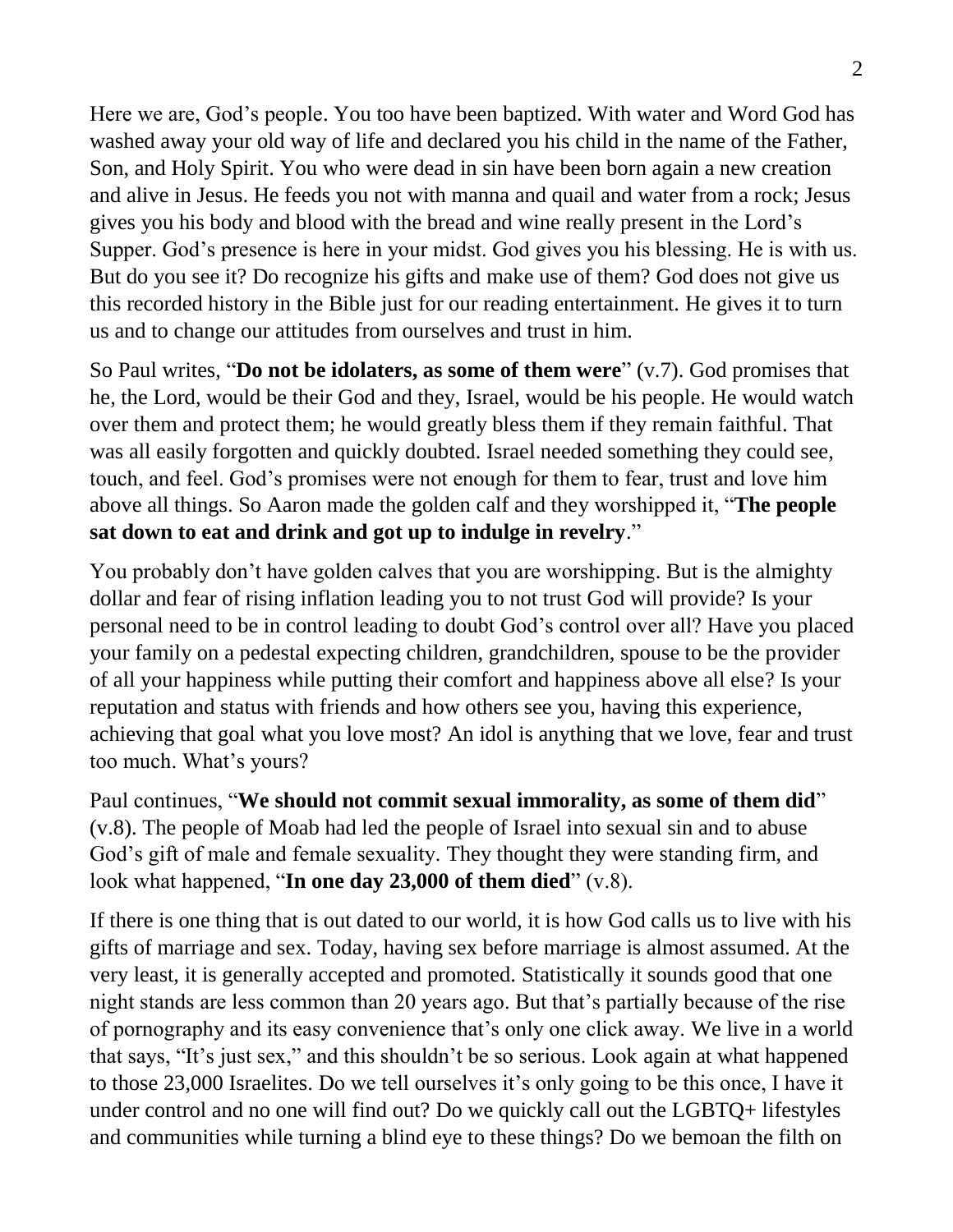Here we are, God's people. You too have been baptized. With water and Word God has washed away your old way of life and declared you his child in the name of the Father, Son, and Holy Spirit. You who were dead in sin have been born again a new creation and alive in Jesus. He feeds you not with manna and quail and water from a rock; Jesus gives you his body and blood with the bread and wine really present in the Lord's Supper. God's presence is here in your midst. God gives you his blessing. He is with us. But do you see it? Do recognize his gifts and make use of them? God does not give us this recorded history in the Bible just for our reading entertainment. He gives it to turn us and to change our attitudes from ourselves and trust in him.

So Paul writes, "**Do not be idolaters, as some of them were**" (v.7). God promises that he, the Lord, would be their God and they, Israel, would be his people. He would watch over them and protect them; he would greatly bless them if they remain faithful. That was all easily forgotten and quickly doubted. Israel needed something they could see, touch, and feel. God's promises were not enough for them to fear, trust and love him above all things. So Aaron made the golden calf and they worshipped it, "**The people sat down to eat and drink and got up to indulge in revelry**."

You probably don't have golden calves that you are worshipping. But is the almighty dollar and fear of rising inflation leading you to not trust God will provide? Is your personal need to be in control leading to doubt God's control over all? Have you placed your family on a pedestal expecting children, grandchildren, spouse to be the provider of all your happiness while putting their comfort and happiness above all else? Is your reputation and status with friends and how others see you, having this experience, achieving that goal what you love most? An idol is anything that we love, fear and trust too much. What's yours?

Paul continues, "**We should not commit sexual immorality, as some of them did**" (v.8). The people of Moab had led the people of Israel into sexual sin and to abuse God's gift of male and female sexuality. They thought they were standing firm, and look what happened, "**In one day 23,000 of them died**" (v.8).

If there is one thing that is out dated to our world, it is how God calls us to live with his gifts of marriage and sex. Today, having sex before marriage is almost assumed. At the very least, it is generally accepted and promoted. Statistically it sounds good that one night stands are less common than 20 years ago. But that's partially because of the rise of pornography and its easy convenience that's only one click away. We live in a world that says, "It's just sex," and this shouldn't be so serious. Look again at what happened to those 23,000 Israelites. Do we tell ourselves it's only going to be this once, I have it under control and no one will find out? Do we quickly call out the LGBTQ+ lifestyles and communities while turning a blind eye to these things? Do we bemoan the filth on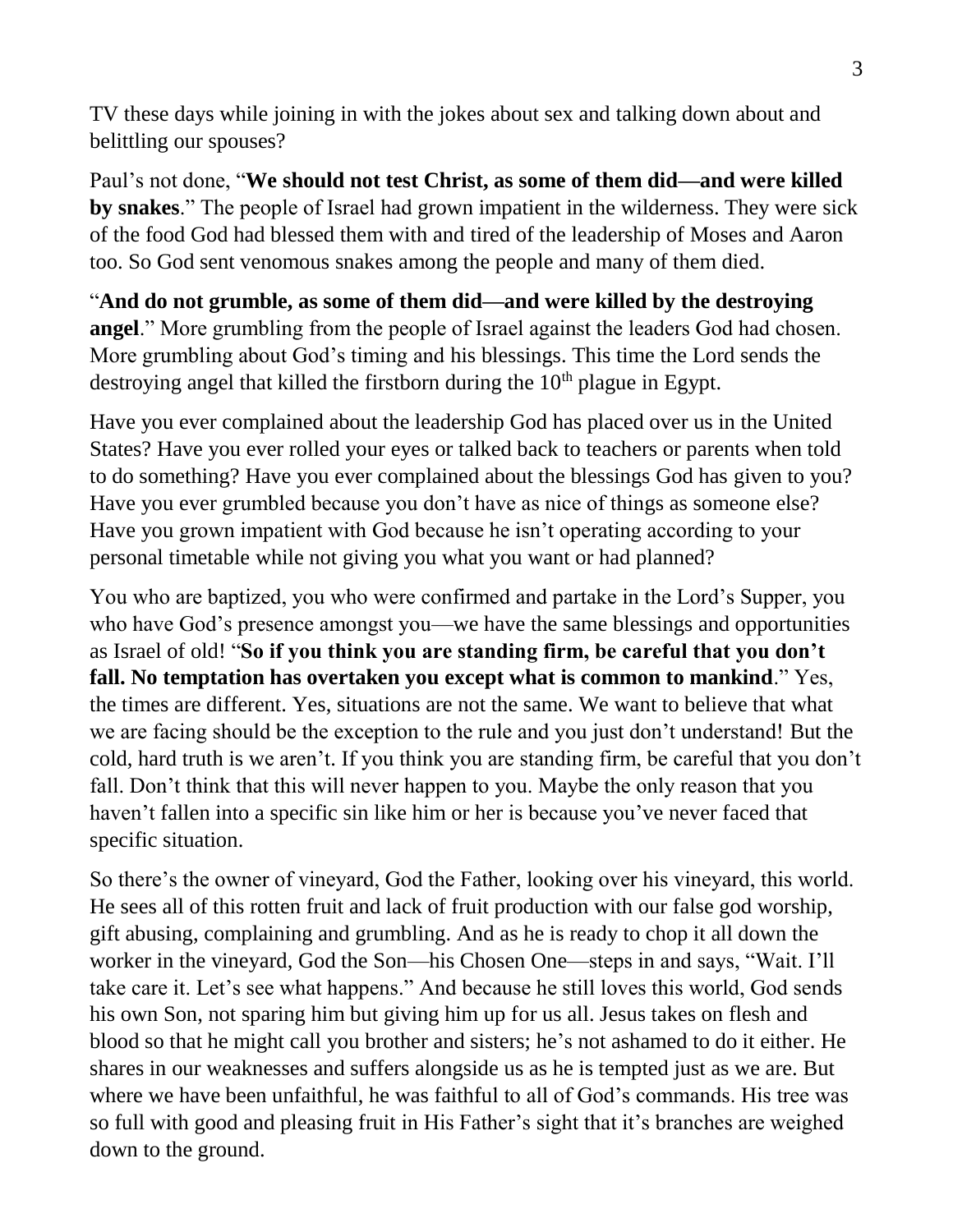TV these days while joining in with the jokes about sex and talking down about and belittling our spouses?

Paul's not done, "**We should not test Christ, as some of them did—and were killed by snakes**." The people of Israel had grown impatient in the wilderness. They were sick of the food God had blessed them with and tired of the leadership of Moses and Aaron too. So God sent venomous snakes among the people and many of them died.

"**And do not grumble, as some of them did—and were killed by the destroying angel**." More grumbling from the people of Israel against the leaders God had chosen. More grumbling about God's timing and his blessings. This time the Lord sends the destroying angel that killed the firstborn during the 10th plague in Egypt.

Have you ever complained about the leadership God has placed over us in the United States? Have you ever rolled your eyes or talked back to teachers or parents when told to do something? Have you ever complained about the blessings God has given to you? Have you ever grumbled because you don't have as nice of things as someone else? Have you grown impatient with God because he isn't operating according to your personal timetable while not giving you what you want or had planned?

You who are baptized, you who were confirmed and partake in the Lord's Supper, you who have God's presence amongst you—we have the same blessings and opportunities as Israel of old! "**So if you think you are standing firm, be careful that you don't fall. No temptation has overtaken you except what is common to mankind**." Yes, the times are different. Yes, situations are not the same. We want to believe that what we are facing should be the exception to the rule and you just don't understand! But the cold, hard truth is we aren't. If you think you are standing firm, be careful that you don't fall. Don't think that this will never happen to you. Maybe the only reason that you haven't fallen into a specific sin like him or her is because you've never faced that specific situation.

So there's the owner of vineyard, God the Father, looking over his vineyard, this world. He sees all of this rotten fruit and lack of fruit production with our false god worship, gift abusing, complaining and grumbling. And as he is ready to chop it all down the worker in the vineyard, God the Son—his Chosen One—steps in and says, "Wait. I'll take care it. Let's see what happens." And because he still loves this world, God sends his own Son, not sparing him but giving him up for us all. Jesus takes on flesh and blood so that he might call you brother and sisters; he's not ashamed to do it either. He shares in our weaknesses and suffers alongside us as he is tempted just as we are. But where we have been unfaithful, he was faithful to all of God's commands. His tree was so full with good and pleasing fruit in His Father's sight that it's branches are weighed down to the ground.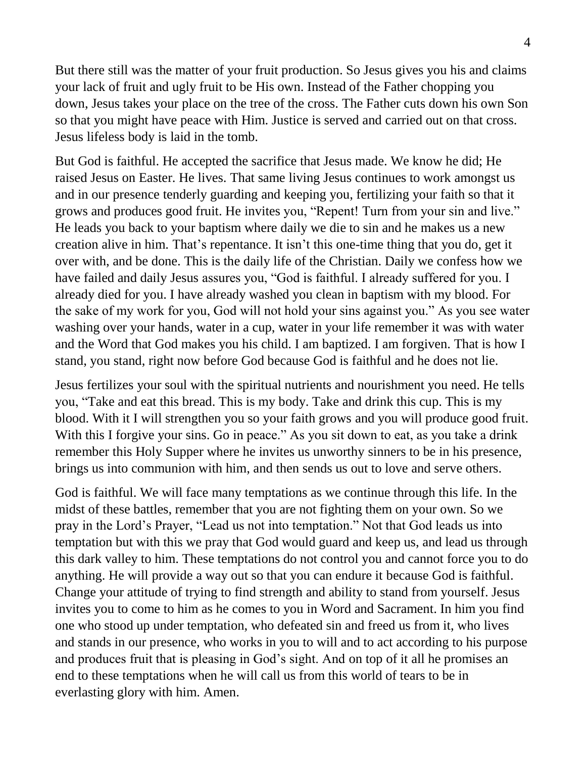But there still was the matter of your fruit production. So Jesus gives you his and claims your lack of fruit and ugly fruit to be His own. Instead of the Father chopping you down, Jesus takes your place on the tree of the cross. The Father cuts down his own Son so that you might have peace with Him. Justice is served and carried out on that cross. Jesus lifeless body is laid in the tomb.

But God is faithful. He accepted the sacrifice that Jesus made. We know he did; He raised Jesus on Easter. He lives. That same living Jesus continues to work amongst us and in our presence tenderly guarding and keeping you, fertilizing your faith so that it grows and produces good fruit. He invites you, "Repent! Turn from your sin and live." He leads you back to your baptism where daily we die to sin and he makes us a new creation alive in him. That's repentance. It isn't this one-time thing that you do, get it over with, and be done. This is the daily life of the Christian. Daily we confess how we have failed and daily Jesus assures you, "God is faithful. I already suffered for you. I already died for you. I have already washed you clean in baptism with my blood. For the sake of my work for you, God will not hold your sins against you." As you see water washing over your hands, water in a cup, water in your life remember it was with water and the Word that God makes you his child. I am baptized. I am forgiven. That is how I stand, you stand, right now before God because God is faithful and he does not lie.

Jesus fertilizes your soul with the spiritual nutrients and nourishment you need. He tells you, "Take and eat this bread. This is my body. Take and drink this cup. This is my blood. With it I will strengthen you so your faith grows and you will produce good fruit. With this I forgive your sins. Go in peace." As you sit down to eat, as you take a drink remember this Holy Supper where he invites us unworthy sinners to be in his presence, brings us into communion with him, and then sends us out to love and serve others.

God is faithful. We will face many temptations as we continue through this life. In the midst of these battles, remember that you are not fighting them on your own. So we pray in the Lord's Prayer, "Lead us not into temptation." Not that God leads us into temptation but with this we pray that God would guard and keep us, and lead us through this dark valley to him. These temptations do not control you and cannot force you to do anything. He will provide a way out so that you can endure it because God is faithful. Change your attitude of trying to find strength and ability to stand from yourself. Jesus invites you to come to him as he comes to you in Word and Sacrament. In him you find one who stood up under temptation, who defeated sin and freed us from it, who lives and stands in our presence, who works in you to will and to act according to his purpose and produces fruit that is pleasing in God's sight. And on top of it all he promises an end to these temptations when he will call us from this world of tears to be in everlasting glory with him. Amen.